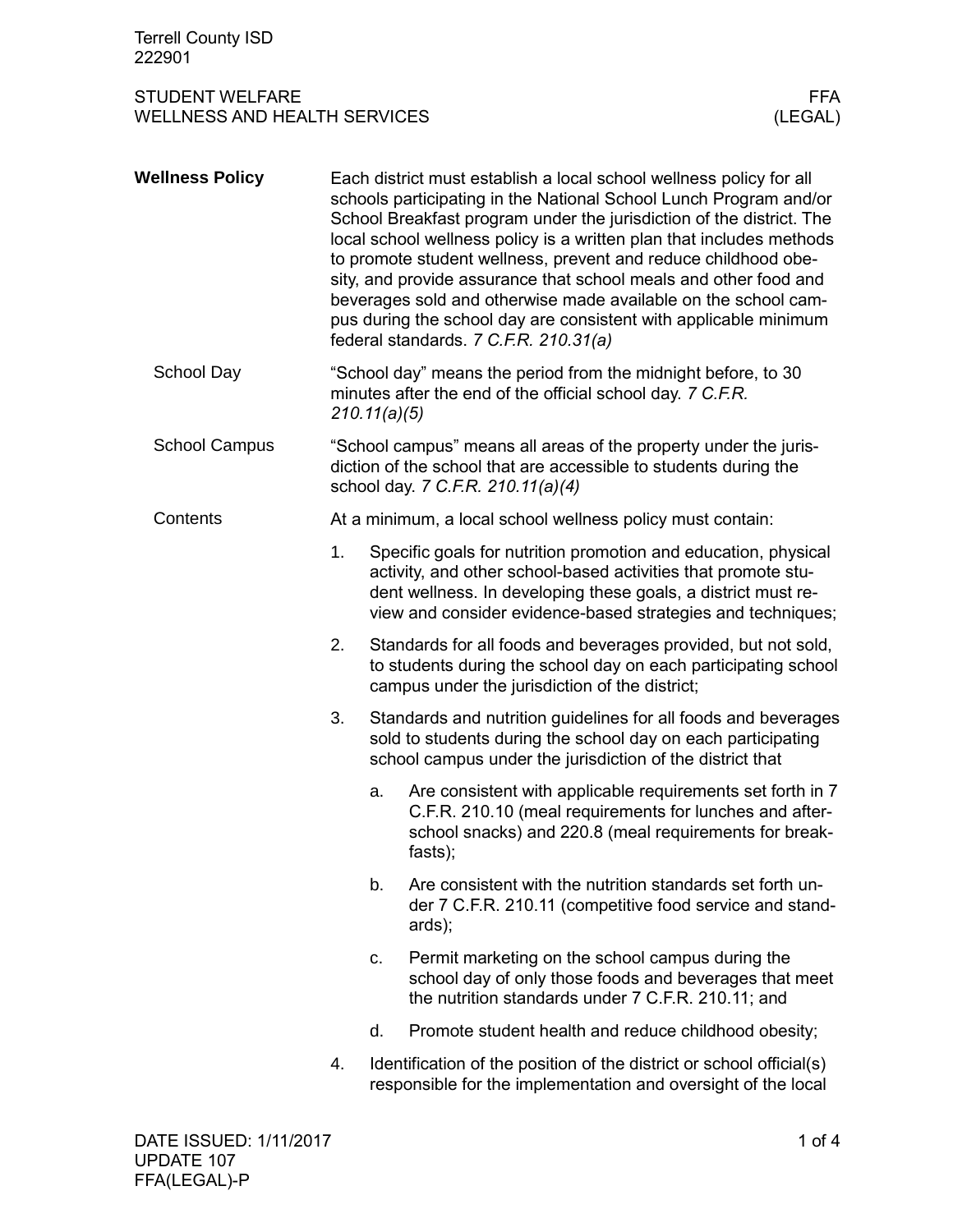## Wellness Policy

Each district must establish a local school wellness policy for all schools participating in the National School Lunch Program and/or School Breakfast program under the jurisdiction of the district. The local school wellness policy is a written plan that includes methods to promote student wellness, prevent and reduce childhood obesity, and provide assurance that school meals and other food and beverages sold and otherwise made available on the school campus during the school day are consistent with applicable minimum federal standards. *7 C.F.R. 210.31(a)*

### School Day

"School day" means the period from the midnight before, to 30 minutes after the end of the official school day. *7 C.F.R. 210.11(a)(5)*

### School Campus

"School campus" means all areas of the property under the jurisdiction of the school that are accessible to students during the school day. *7 C.F.R. 210.11(a)(4)*

### Contents

At a minimum, a local school wellness policy must contain:

1. Specific goals for nutrition promotion and education, physical activity, and other school-based activities that promote student wellness. In developing these goals, a district must review and consider evidence-based strategies and techniques;
2. Standards for all foods and beverages provided, but not sold, to students during the school day on each participating school campus under the jurisdiction of the district;
3. Standards and nutrition guidelines for all foods and beverages sold to students during the school day on each participating school campus under the jurisdiction of the district that
   a. Are consistent with applicable requirements set forth in 7 C.F.R. 210.10 (meal requirements for lunches and after-school snacks) and 220.8 (meal requirements for breakfasts);
   b. Are consistent with the nutrition standards set forth under 7 C.F.R. 210.11 (competitive food service and standards);
   c. Permit marketing on the school campus during the school day of only those foods and beverages that meet the nutrition standards under 7 C.F.R. 210.11; and
   d. Promote student health and reduce childhood obesity;
4. Identification of the position of the district or school official(s) responsible for the implementation and oversight of the local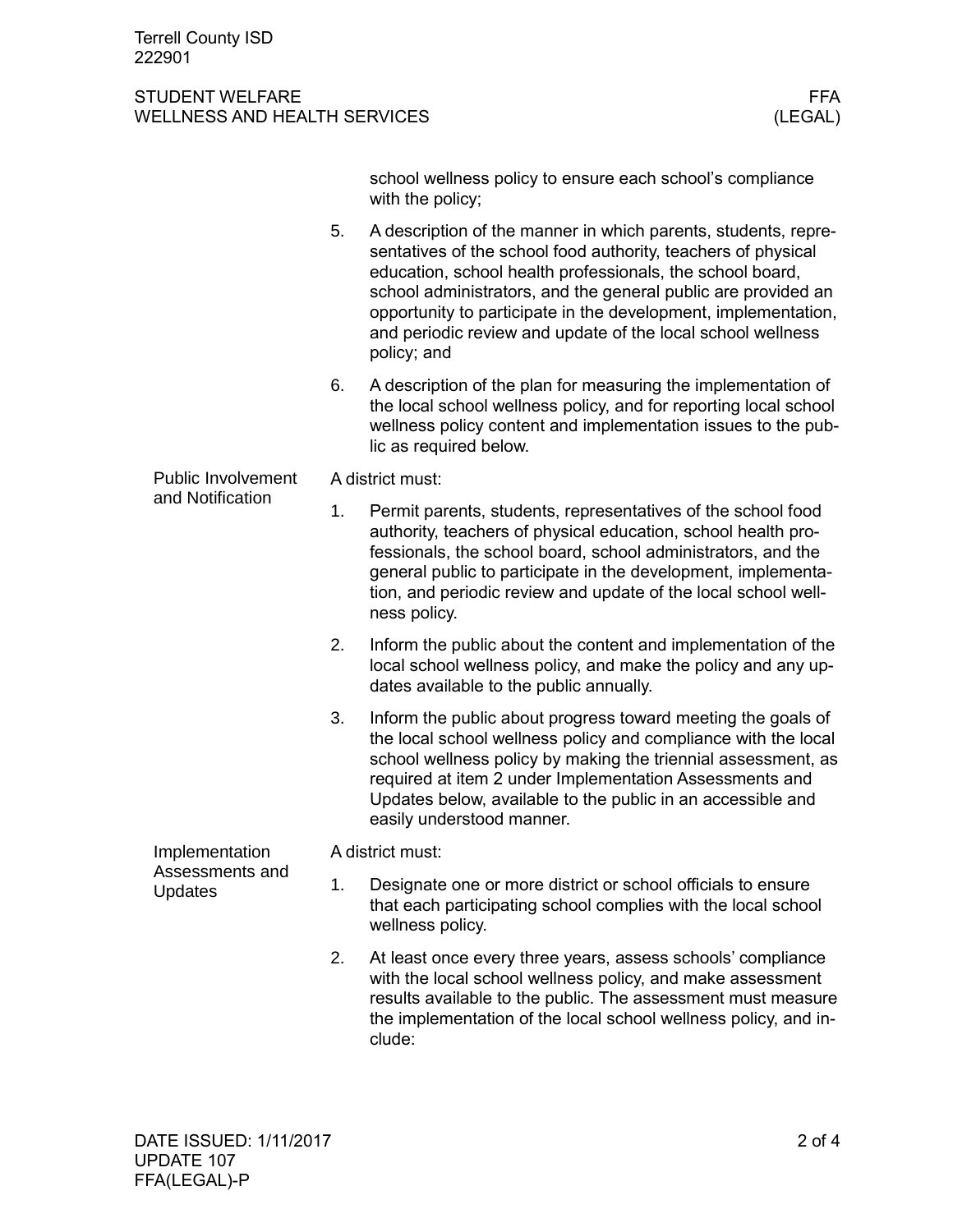school wellness policy to ensure each school's compliance with the policy;

5. A description of the manner in which parents, students, representatives of the school food authority, teachers of physical education, school health professionals, the school board, school administrators, and the general public are provided an opportunity to participate in the development, implementation, and periodic review and update of the local school wellness policy; and
6. A description of the plan for measuring the implementation of the local school wellness policy, and for reporting local school wellness policy content and implementation issues to the public as required below.

## Public Involvement and Notification

A district must:

1. Permit parents, students, representatives of the school food authority, teachers of physical education, school health professionals, the school board, school administrators, and the general public to participate in the development, implementation, and periodic review and update of the local school wellness policy.
2. Inform the public about the content and implementation of the local school wellness policy, and make the policy and any updates available to the public annually.
3. Inform the public about progress toward meeting the goals of the local school wellness policy and compliance with the local school wellness policy by making the triennial assessment, as required at item 2 under Implementation Assessments and Updates below, available to the public in an accessible and easily understood manner.

## Implementation Assessments and Updates

A district must:

1. Designate one or more district or school officials to ensure that each participating school complies with the local school wellness policy.
2. At least once every three years, assess schools' compliance with the local school wellness policy, and make assessment results available to the public. The assessment must measure the implementation of the local school wellness policy, and include: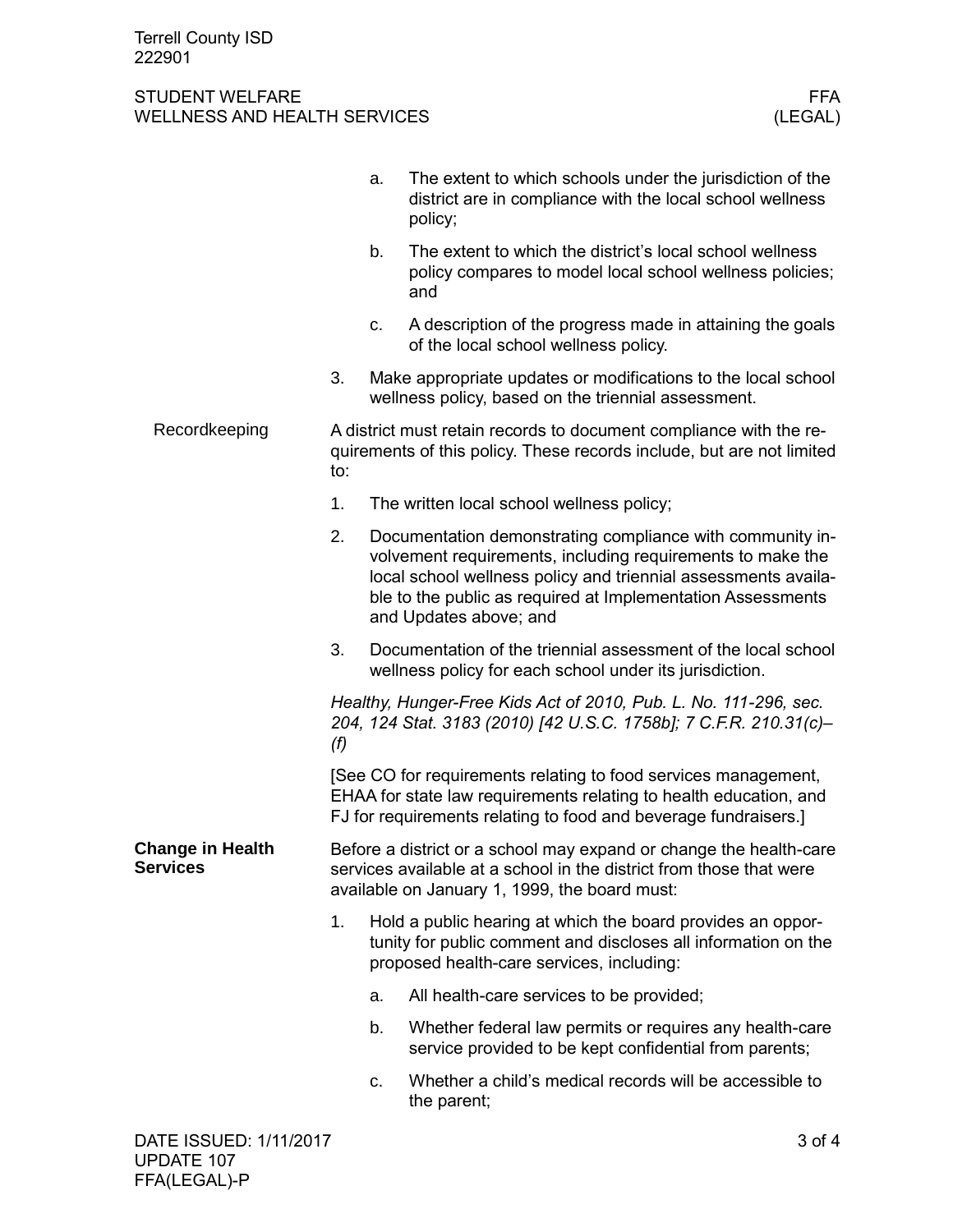a. The extent to which schools under the jurisdiction of the district are in compliance with the local school wellness policy;

b. The extent to which the district's local school wellness policy compares to model local school wellness policies; and

c. A description of the progress made in attaining the goals of the local school wellness policy.

3. Make appropriate updates or modifications to the local school wellness policy, based on the triennial assessment.

#### Recordkeeping

A district must retain records to document compliance with the requirements of this policy. These records include, but are not limited to:

1. The written local school wellness policy;
2. Documentation demonstrating compliance with community involvement requirements, including requirements to make the local school wellness policy and triennial assessments available to the public as required at Implementation Assessments and Updates above; and
3. Documentation of the triennial assessment of the local school wellness policy for each school under its jurisdiction.

*Healthy, Hunger-Free Kids Act of 2010, Pub. L. No. 111-296, sec. 204, 124 Stat. 3183 (2010) [42 U.S.C. 1758b]; 7 C.F.R. 210.31(c)–(f)*

[See CO for requirements relating to food services management, EHAA for state law requirements relating to health education, and FJ for requirements relating to food and beverage fundraisers.]

### Change in Health Services

Before a district or a school may expand or change the health-care services available at a school in the district from those that were available on January 1, 1999, the board must:

1. Hold a public hearing at which the board provides an opportunity for public comment and discloses all information on the proposed health-care services, including:

   a. All health-care services to be provided;

   b. Whether federal law permits or requires any health-care service provided to be kept confidential from parents;

   c. Whether a child's medical records will be accessible to the parent;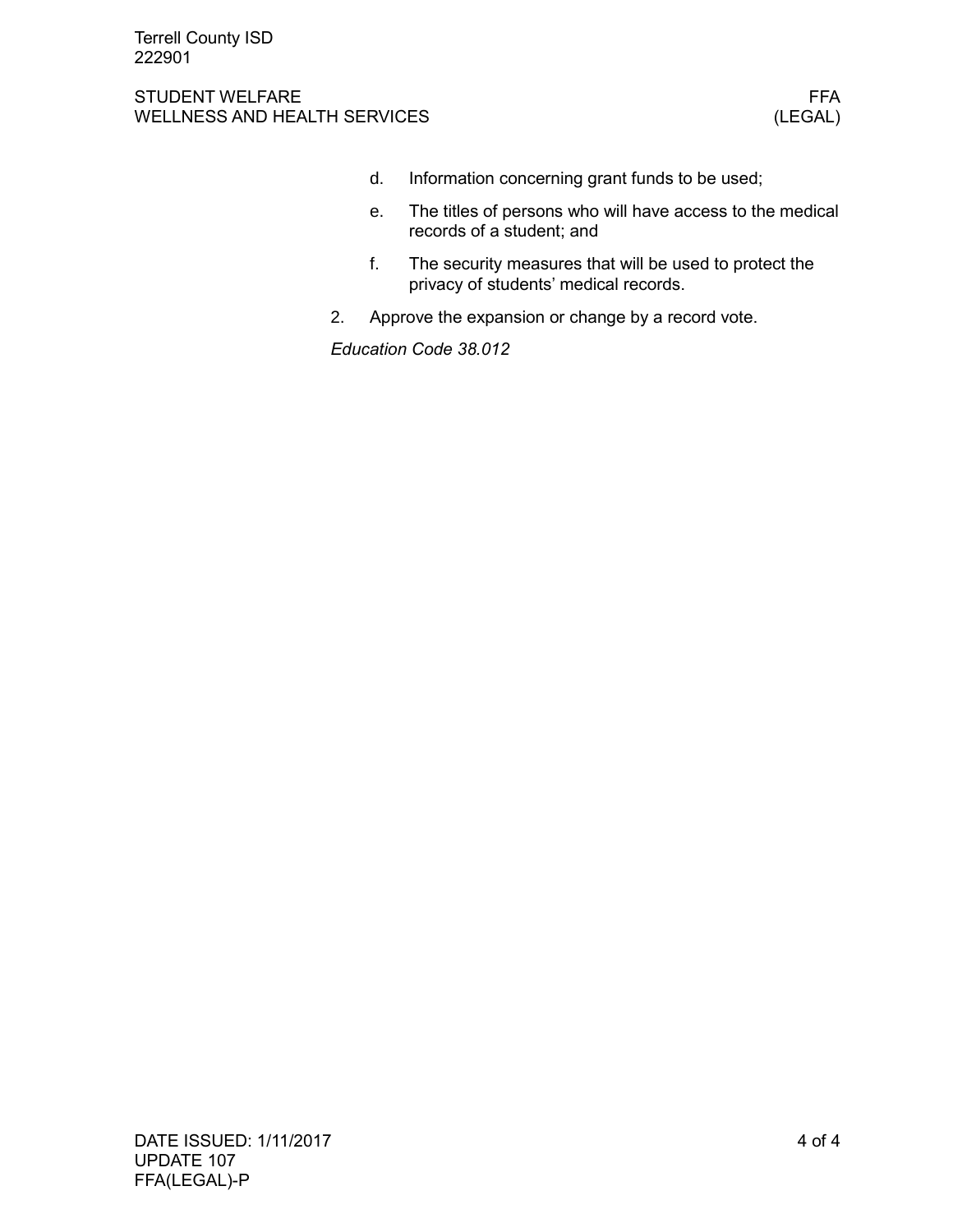d. Information concerning grant funds to be used;

   e. The titles of persons who will have access to the medical records of a student; and

   f. The security measures that will be used to protect the privacy of students' medical records.

2. Approve the expansion or change by a record vote.

*Education Code 38.012*